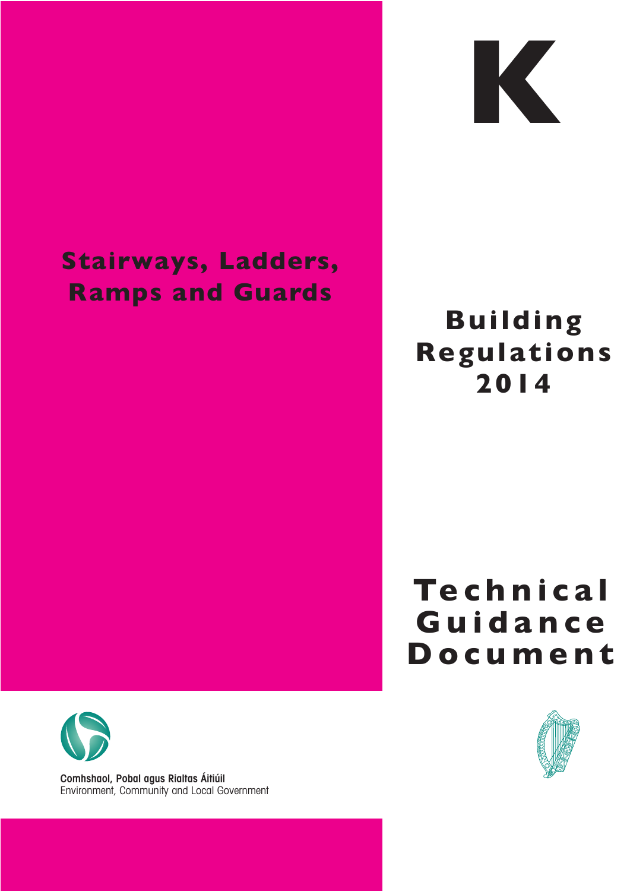# K

## Stairways, Ladders, Ramps and Guards

## Building Regulations 2014

# Technical Guidance Document

Comhshaol, Pobal agus Rialtas Áitiúil
Environment, Community and Local Government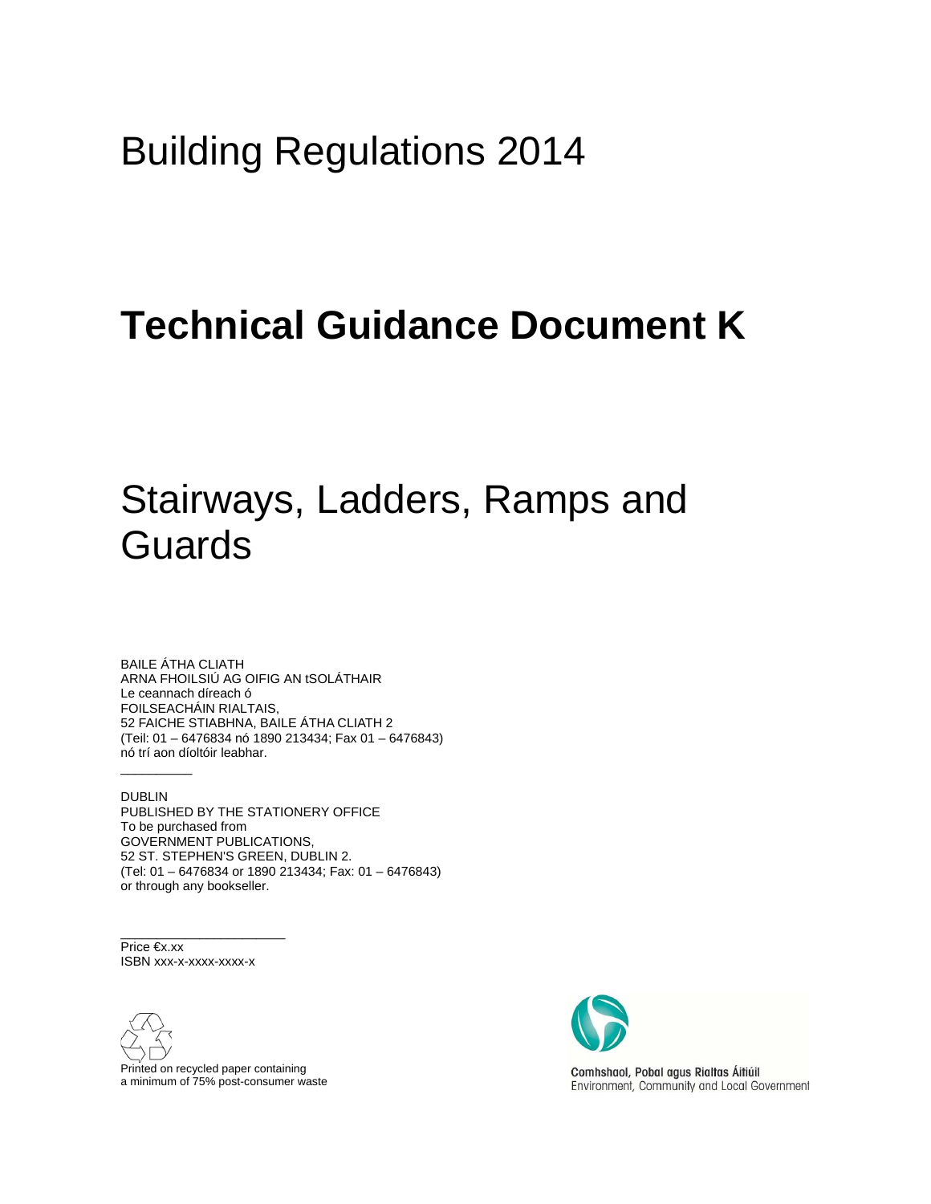# Building Regulations 2014

# **Technical Guidance Document K**

# Stairways, Ladders, Ramps and Guards

BAILE ÁTHA CLIATH
ARNA FHOILSIÚ AG OIFIG AN tSOLÁTHAIR
Le ceannach díreach ó
FOILSEACHÁIN RIALTAIS,
52 FAICHE STIABHNA, BAILE ÁTHA CLIATH 2
(Teil: 01 – 6476834 nó 1890 213434; Fax 01 – 6476843)
nó trí aon díoltóir leabhar.

---

DUBLIN
PUBLISHED BY THE STATIONERY OFFICE
To be purchased from
GOVERNMENT PUBLICATIONS,
52 ST. STEPHEN'S GREEN, DUBLIN 2.
(Tel: 01 – 6476834 or 1890 213434; Fax: 01 – 6476843)
or through any bookseller.

---

Price €x.xx
ISBN xxx-x-xxxx-xxxx-x

Printed on recycled paper containing
a minimum of 75% post-consumer waste

Comhshaol, Pobal agus Rialtas Áitiúil
Environment, Community and Local Government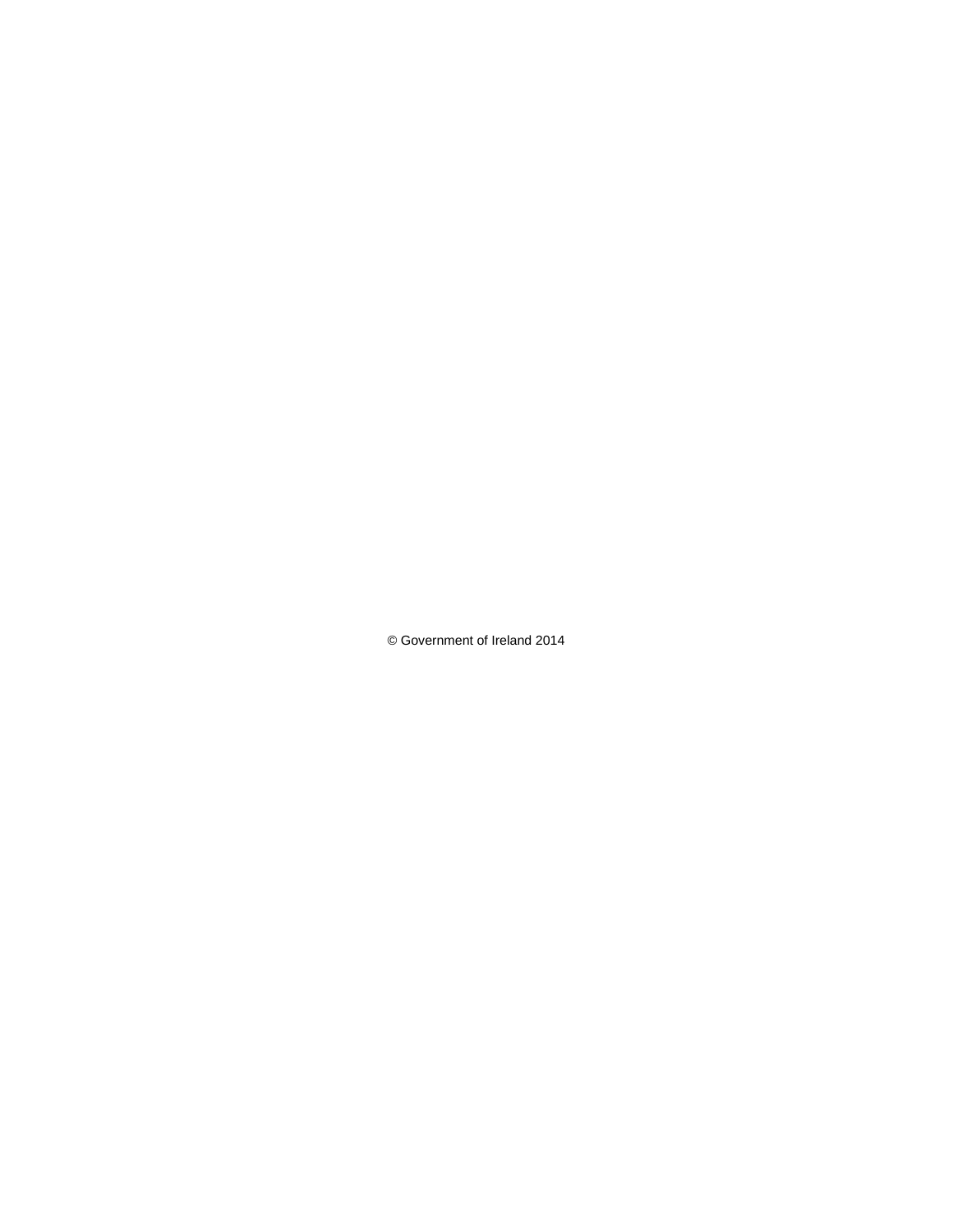© Government of Ireland 2014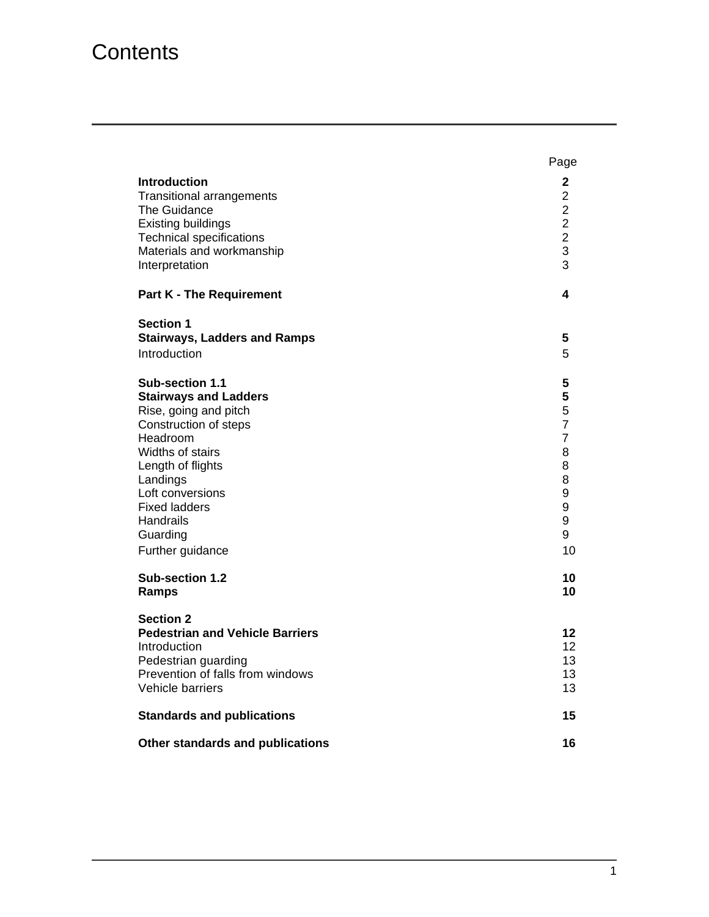# Contents

| | Page |
|---|---|
| **Introduction** | **2** |
| Transitional arrangements | 2 |
| The Guidance | 2 |
| Existing buildings | 2 |
| Technical specifications | 2 |
| Materials and workmanship | 3 |
| Interpretation | 3 |
| **Part K - The Requirement** | **4** |
| **Section 1** | |
| **Stairways, Ladders and Ramps** | **5** |
| Introduction | 5 |
| **Sub-section 1.1** | **5** |
| **Stairways and Ladders** | **5** |
| Rise, going and pitch | 5 |
| Construction of steps | 7 |
| Headroom | 7 |
| Widths of stairs | 8 |
| Length of flights | 8 |
| Landings | 8 |
| Loft conversions | 9 |
| Fixed ladders | 9 |
| Handrails | 9 |
| Guarding | 9 |
| Further guidance | 10 |
| **Sub-section 1.2** | **10** |
| **Ramps** | **10** |
| **Section 2** | |
| **Pedestrian and Vehicle Barriers** | **12** |
| Introduction | 12 |
| Pedestrian guarding | 13 |
| Prevention of falls from windows | 13 |
| Vehicle barriers | 13 |
| **Standards and publications** | **15** |
| **Other standards and publications** | **16** |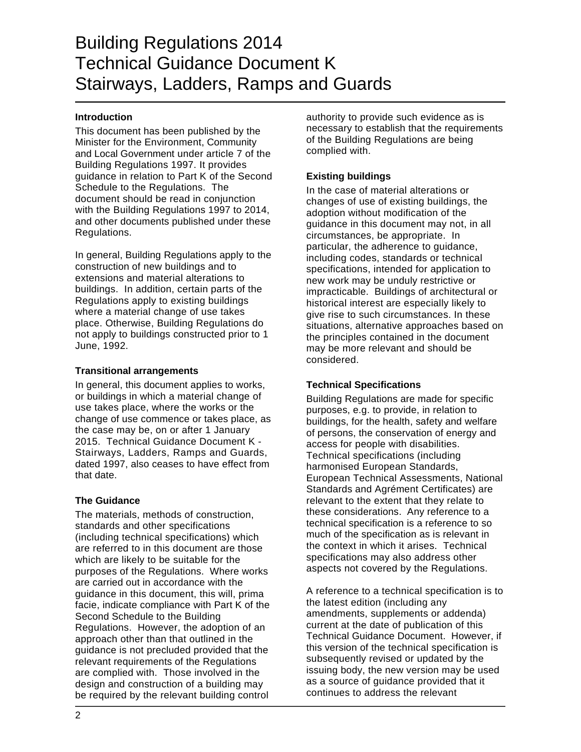# Building Regulations 2014
# Technical Guidance Document K
# Stairways, Ladders, Ramps and Guards

### Introduction

This document has been published by the Minister for the Environment, Community and Local Government under article 7 of the Building Regulations 1997. It provides guidance in relation to Part K of the Second Schedule to the Regulations. The document should be read in conjunction with the Building Regulations 1997 to 2014, and other documents published under these Regulations.

In general, Building Regulations apply to the construction of new buildings and to extensions and material alterations to buildings. In addition, certain parts of the Regulations apply to existing buildings where a material change of use takes place. Otherwise, Building Regulations do not apply to buildings constructed prior to 1 June, 1992.

### Transitional arrangements

In general, this document applies to works, or buildings in which a material change of use takes place, where the works or the change of use commence or takes place, as the case may be, on or after 1 January 2015. Technical Guidance Document K - Stairways, Ladders, Ramps and Guards, dated 1997, also ceases to have effect from that date.

### The Guidance

The materials, methods of construction, standards and other specifications (including technical specifications) which are referred to in this document are those which are likely to be suitable for the purposes of the Regulations. Where works are carried out in accordance with the guidance in this document, this will, prima facie, indicate compliance with Part K of the Second Schedule to the Building Regulations. However, the adoption of an approach other than that outlined in the guidance is not precluded provided that the relevant requirements of the Regulations are complied with. Those involved in the design and construction of a building may be required by the relevant building control authority to provide such evidence as is necessary to establish that the requirements of the Building Regulations are being complied with.

### Existing buildings

In the case of material alterations or changes of use of existing buildings, the adoption without modification of the guidance in this document may not, in all circumstances, be appropriate. In particular, the adherence to guidance, including codes, standards or technical specifications, intended for application to new work may be unduly restrictive or impracticable. Buildings of architectural or historical interest are especially likely to give rise to such circumstances. In these situations, alternative approaches based on the principles contained in the document may be more relevant and should be considered.

### Technical Specifications

Building Regulations are made for specific purposes, e.g. to provide, in relation to buildings, for the health, safety and welfare of persons, the conservation of energy and access for people with disabilities. Technical specifications (including harmonised European Standards, European Technical Assessments, National Standards and Agrément Certificates) are relevant to the extent that they relate to these considerations. Any reference to a technical specification is a reference to so much of the specification as is relevant in the context in which it arises. Technical specifications may also address other aspects not covered by the Regulations.

A reference to a technical specification is to the latest edition (including any amendments, supplements or addenda) current at the date of publication of this Technical Guidance Document. However, if this version of the technical specification is subsequently revised or updated by the issuing body, the new version may be used as a source of guidance provided that it continues to address the relevant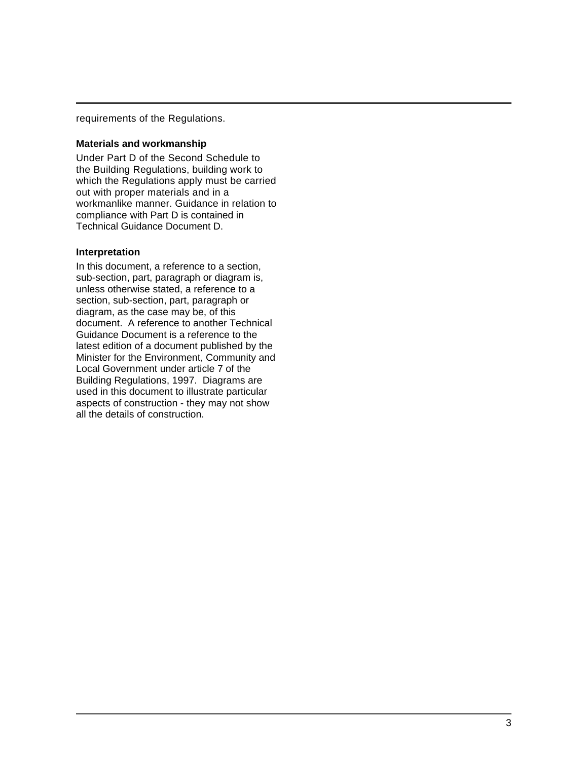requirements of the Regulations.

**Materials and workmanship**

Under Part D of the Second Schedule to the Building Regulations, building work to which the Regulations apply must be carried out with proper materials and in a workmanlike manner. Guidance in relation to compliance with Part D is contained in Technical Guidance Document D.

**Interpretation**

In this document, a reference to a section, sub-section, part, paragraph or diagram is, unless otherwise stated, a reference to a section, sub-section, part, paragraph or diagram, as the case may be, of this document. A reference to another Technical Guidance Document is a reference to the latest edition of a document published by the Minister for the Environment, Community and Local Government under article 7 of the Building Regulations, 1997. Diagrams are used in this document to illustrate particular aspects of construction - they may not show all the details of construction.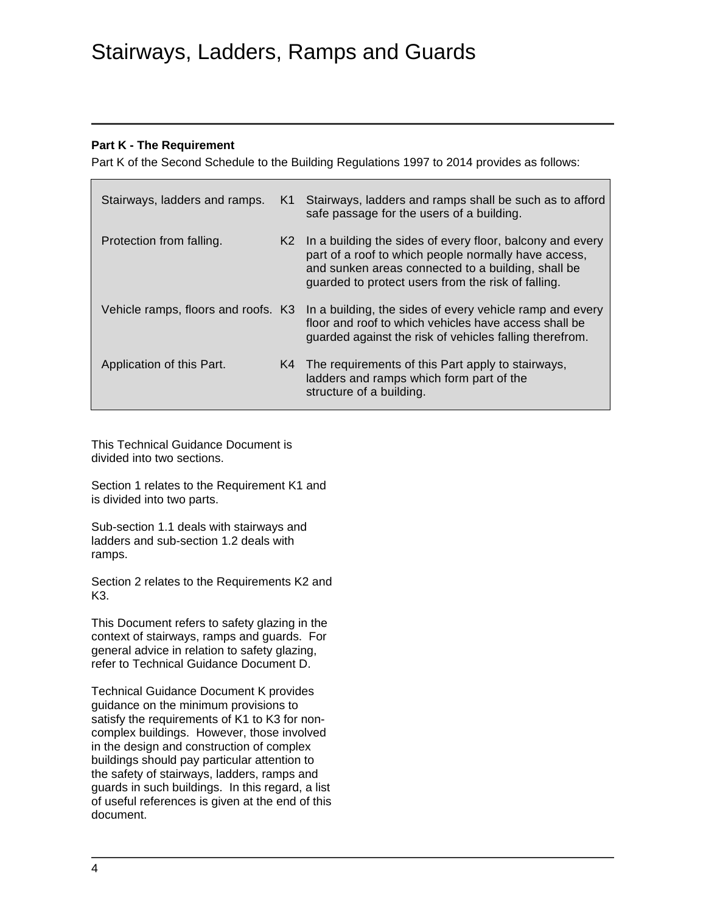# Stairways, Ladders, Ramps and Guards

**Part K - The Requirement**

Part K of the Second Schedule to the Building Regulations 1997 to 2014 provides as follows:

| | | |
|---|---|---|
| Stairways, ladders and ramps. | K1 | Stairways, ladders and ramps shall be such as to afford safe passage for the users of a building. |
| Protection from falling. | K2 | In a building the sides of every floor, balcony and every part of a roof to which people normally have access, and sunken areas connected to a building, shall be guarded to protect users from the risk of falling. |
| Vehicle ramps, floors and roofs. | K3 | In a building, the sides of every vehicle ramp and every floor and roof to which vehicles have access shall be guarded against the risk of vehicles falling therefrom. |
| Application of this Part. | K4 | The requirements of this Part apply to stairways, ladders and ramps which form part of the structure of a building. |

This Technical Guidance Document is divided into two sections.

Section 1 relates to the Requirement K1 and is divided into two parts.

Sub-section 1.1 deals with stairways and ladders and sub-section 1.2 deals with ramps.

Section 2 relates to the Requirements K2 and K3.

This Document refers to safety glazing in the context of stairways, ramps and guards. For general advice in relation to safety glazing, refer to Technical Guidance Document D.

Technical Guidance Document K provides guidance on the minimum provisions to satisfy the requirements of K1 to K3 for non-complex buildings. However, those involved in the design and construction of complex buildings should pay particular attention to the safety of stairways, ladders, ramps and guards in such buildings. In this regard, a list of useful references is given at the end of this document.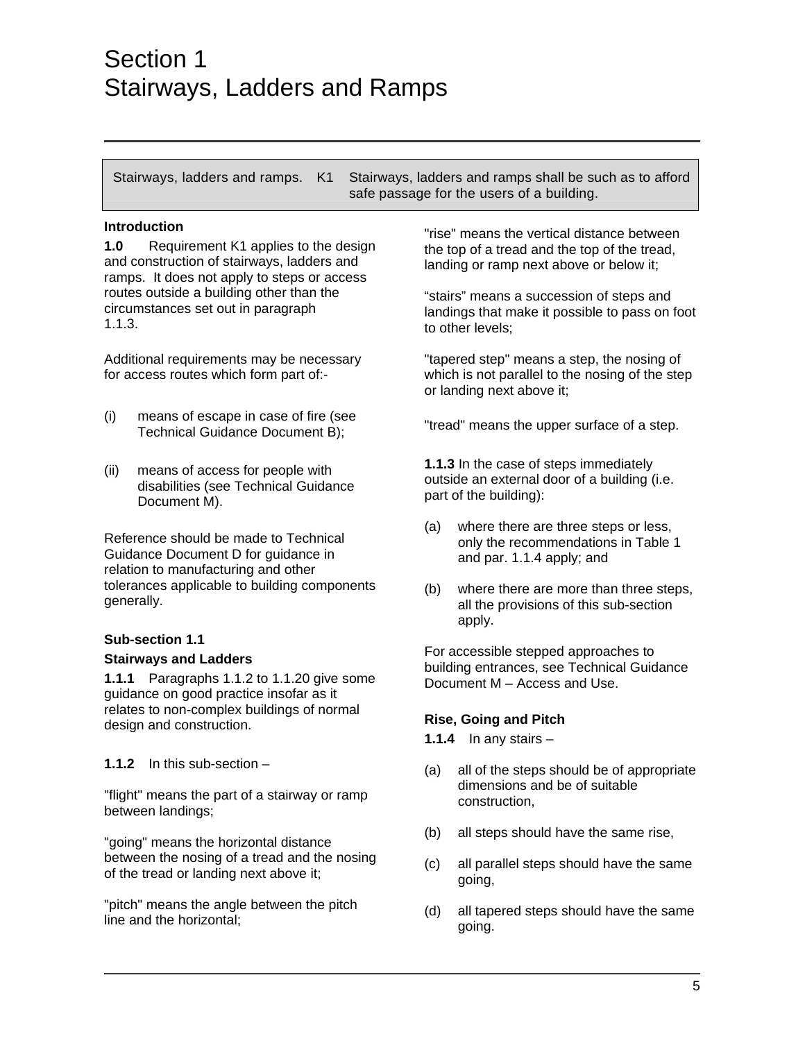# Section 1
# Stairways, Ladders and Ramps

| Stairways, ladders and ramps. | K1 | Stairways, ladders and ramps shall be such as to afford safe passage for the users of a building. |
| --- | --- | --- |

**Introduction**

**1.0** Requirement K1 applies to the design and construction of stairways, ladders and ramps. It does not apply to steps or access routes outside a building other than the circumstances set out in paragraph 1.1.3.

Additional requirements may be necessary for access routes which form part of:-

(i) means of escape in case of fire (see Technical Guidance Document B);

(ii) means of access for people with disabilities (see Technical Guidance Document M).

Reference should be made to Technical Guidance Document D for guidance in relation to manufacturing and other tolerances applicable to building components generally.

**Sub-section 1.1**

**Stairways and Ladders**

**1.1.1** Paragraphs 1.1.2 to 1.1.20 give some guidance on good practice insofar as it relates to non-complex buildings of normal design and construction.

**1.1.2** In this sub-section –

"flight" means the part of a stairway or ramp between landings;

"going" means the horizontal distance between the nosing of a tread and the nosing of the tread or landing next above it;

"pitch" means the angle between the pitch line and the horizontal;

"rise" means the vertical distance between the top of a tread and the top of the tread, landing or ramp next above or below it;

“stairs” means a succession of steps and landings that make it possible to pass on foot to other levels;

"tapered step" means a step, the nosing of which is not parallel to the nosing of the step or landing next above it;

"tread" means the upper surface of a step.

**1.1.3** In the case of steps immediately outside an external door of a building (i.e. part of the building):

(a) where there are three steps or less, only the recommendations in Table 1 and par. 1.1.4 apply; and

(b) where there are more than three steps, all the provisions of this sub-section apply.

For accessible stepped approaches to building entrances, see Technical Guidance Document M – Access and Use.

**Rise, Going and Pitch**

**1.1.4** In any stairs –

(a) all of the steps should be of appropriate dimensions and be of suitable construction,

(b) all steps should have the same rise,

(c) all parallel steps should have the same going,

(d) all tapered steps should have the same going.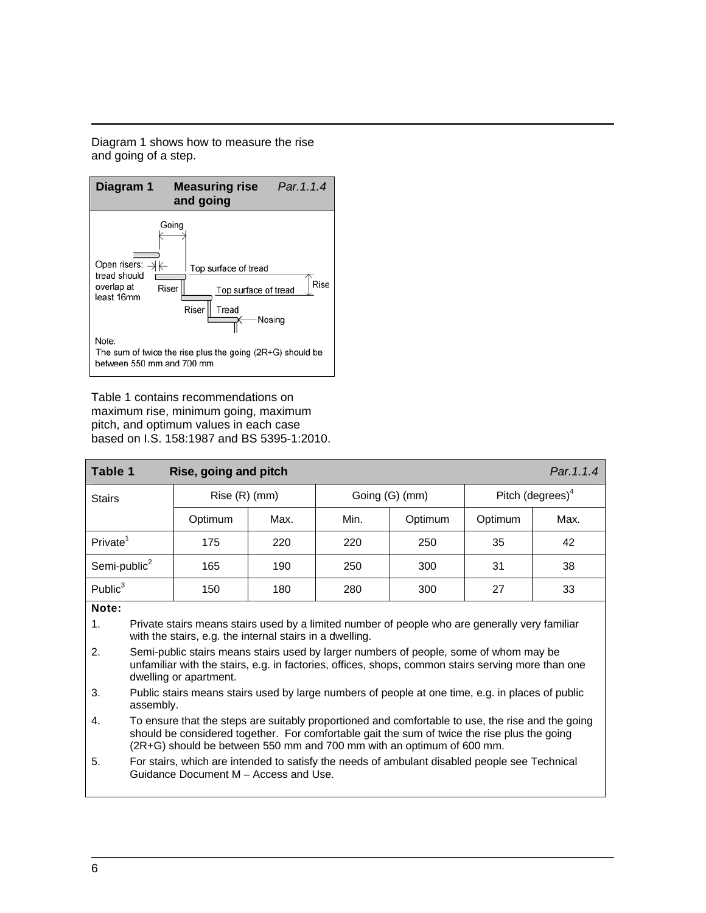Diagram 1 shows how to measure the rise and going of a step.

**Diagram 1 Measuring rise and going** *Par.1.1.4*

Going

Open risers: tread should overlap at least 16mm

Top surface of tread

Rise

Riser

Top surface of tread

Riser Tread

Nosing

Note:
The sum of twice the rise plus the going (2R+G) should be between 550 mm and 700 mm

Table 1 contains recommendations on maximum rise, minimum going, maximum pitch, and optimum values in each case based on I.S. 158:1987 and BS 5395-1:2010.

**Table 1 Rise, going and pitch** *Par.1.1.4*

| Stairs | Rise (R) (mm) | | Going (G) (mm) | | Pitch (degrees)[4] | |
|---|---|---|---|---|---|---|
| | Optimum | Max. | Min. | Optimum | Optimum | Max. |
| Private[1] | 175 | 220 | 220 | 250 | 35 | 42 |
| Semi-public[2] | 165 | 190 | 250 | 300 | 31 | 38 |
| Public[3] | 150 | 180 | 280 | 300 | 27 | 33 |

**Note:**

1. Private stairs means stairs used by a limited number of people who are generally very familiar with the stairs, e.g. the internal stairs in a dwelling.
2. Semi-public stairs means stairs used by larger numbers of people, some of whom may be unfamiliar with the stairs, e.g. in factories, offices, shops, common stairs serving more than one dwelling or apartment.
3. Public stairs means stairs used by large numbers of people at one time, e.g. in places of public assembly.
4. To ensure that the steps are suitably proportioned and comfortable to use, the rise and the going should be considered together. For comfortable gait the sum of twice the rise plus the going (2R+G) should be between 550 mm and 700 mm with an optimum of 600 mm.
5. For stairs, which are intended to satisfy the needs of ambulant disabled people see Technical Guidance Document M – Access and Use.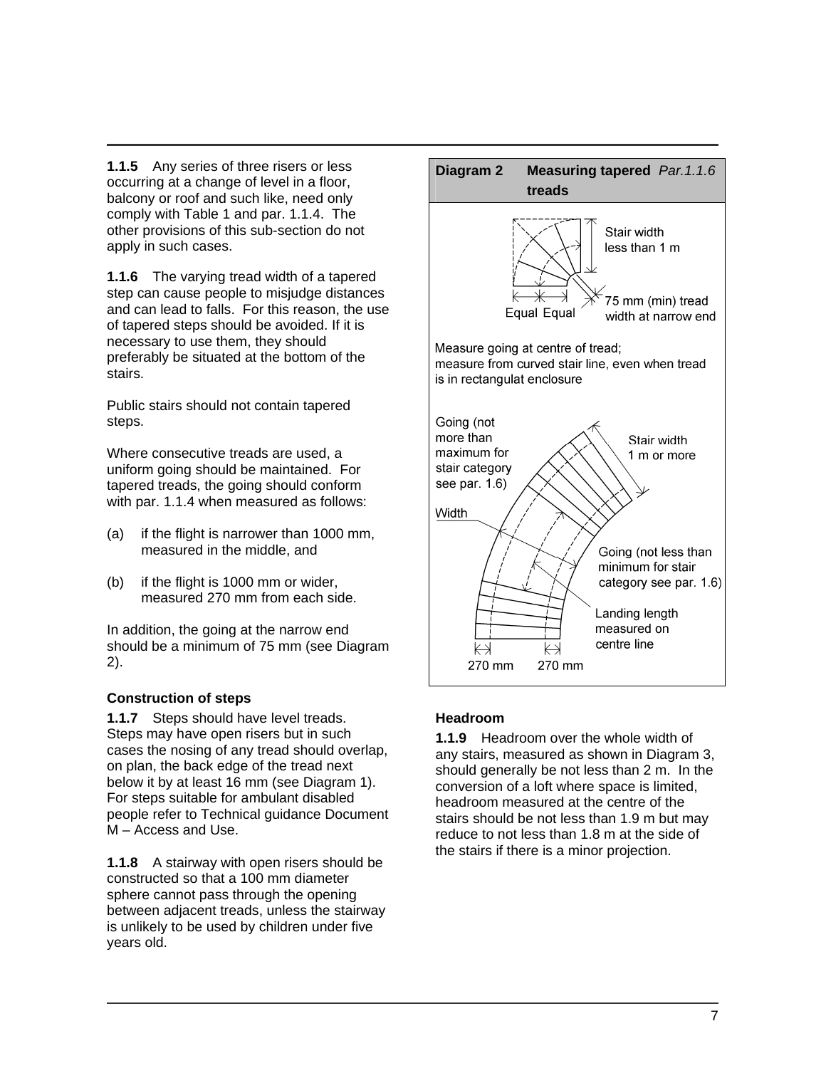**1.1.5** Any series of three risers or less occurring at a change of level in a floor, balcony or roof and such like, need only comply with Table 1 and par. 1.1.4. The other provisions of this sub-section do not apply in such cases.

**1.1.6** The varying tread width of a tapered step can cause people to misjudge distances and can lead to falls. For this reason, the use of tapered steps should be avoided. If it is necessary to use them, they should preferably be situated at the bottom of the stairs.

Public stairs should not contain tapered steps.

Where consecutive treads are used, a uniform going should be maintained. For tapered treads, the going should conform with par. 1.1.4 when measured as follows:

(a) if the flight is narrower than 1000 mm, measured in the middle, and

(b) if the flight is 1000 mm or wider, measured 270 mm from each side.

In addition, the going at the narrow end should be a minimum of 75 mm (see Diagram 2).

### Construction of steps

**1.1.7** Steps should have level treads. Steps may have open risers but in such cases the nosing of any tread should overlap, on plan, the back edge of the tread next below it by at least 16 mm (see Diagram 1). For steps suitable for ambulant disabled people refer to Technical guidance Document M – Access and Use.

**1.1.8** A stairway with open risers should be constructed so that a 100 mm diameter sphere cannot pass through the opening between adjacent treads, unless the stairway is unlikely to be used by children under five years old.

**Diagram 2 Measuring tapered treads** *Par.1.1.6*

Stair width less than 1 m

75 mm (min) tread width at narrow end

Equal Equal

Measure going at centre of tread; measure from curved stair line, even when tread is in rectangulat enclosure

Going (not more than maximum for stair category see par. 1.6)

Stair width 1 m or more

Width

Going (not less than minimum for stair category see par. 1.6)

Landing length measured on centre line

270 mm 270 mm

### Headroom

**1.1.9** Headroom over the whole width of any stairs, measured as shown in Diagram 3, should generally be not less than 2 m. In the conversion of a loft where space is limited, headroom measured at the centre of the stairs should be not less than 1.9 m but may reduce to not less than 1.8 m at the side of the stairs if there is a minor projection.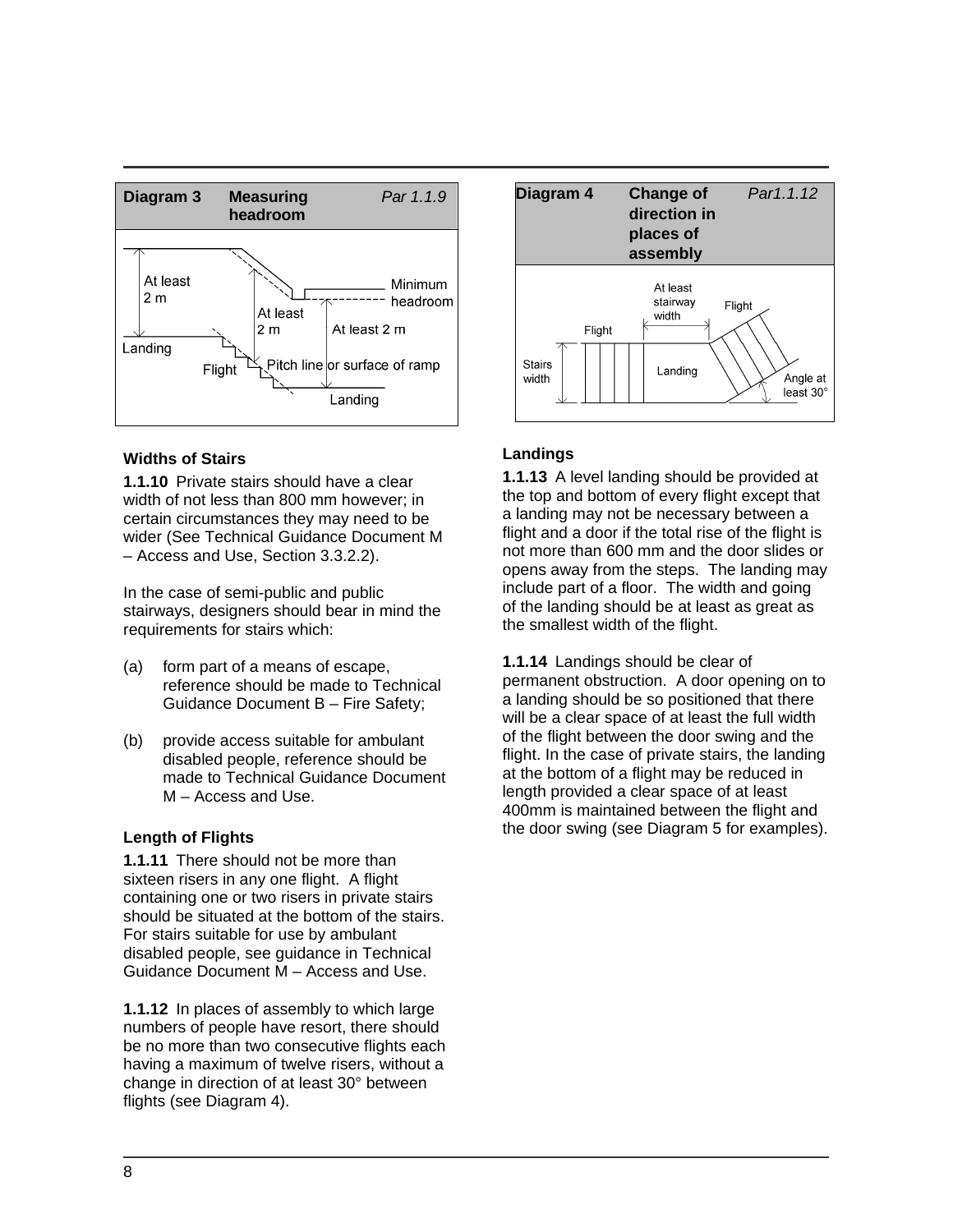**Diagram 3 Measuring headroom** *Par 1.1.9*

At least 2 m

Minimum headroom

At least 2 m

At least 2 m

Landing

Flight

Pitch line or surface of ramp

Landing

**Diagram 4 Change of direction in places of assembly** *Par1.1.12*

At least stairway width

Flight

Flight

Stairs width

Landing

Angle at least 30°

### Widths of Stairs

**1.1.10** Private stairs should have a clear width of not less than 800 mm however; in certain circumstances they may need to be wider (See Technical Guidance Document M – Access and Use, Section 3.3.2.2).

In the case of semi-public and public stairways, designers should bear in mind the requirements for stairs which:

(a) form part of a means of escape, reference should be made to Technical Guidance Document B – Fire Safety;

(b) provide access suitable for ambulant disabled people, reference should be made to Technical Guidance Document M – Access and Use.

### Length of Flights

**1.1.11** There should not be more than sixteen risers in any one flight. A flight containing one or two risers in private stairs should be situated at the bottom of the stairs. For stairs suitable for use by ambulant disabled people, see guidance in Technical Guidance Document M – Access and Use.

**1.1.12** In places of assembly to which large numbers of people have resort, there should be no more than two consecutive flights each having a maximum of twelve risers, without a change in direction of at least 30° between flights (see Diagram 4).

### Landings

**1.1.13** A level landing should be provided at the top and bottom of every flight except that a landing may not be necessary between a flight and a door if the total rise of the flight is not more than 600 mm and the door slides or opens away from the steps. The landing may include part of a floor. The width and going of the landing should be at least as great as the smallest width of the flight.

**1.1.14** Landings should be clear of permanent obstruction. A door opening on to a landing should be so positioned that there will be a clear space of at least the full width of the flight between the door swing and the flight. In the case of private stairs, the landing at the bottom of a flight may be reduced in length provided a clear space of at least 400mm is maintained between the flight and the door swing (see Diagram 5 for examples).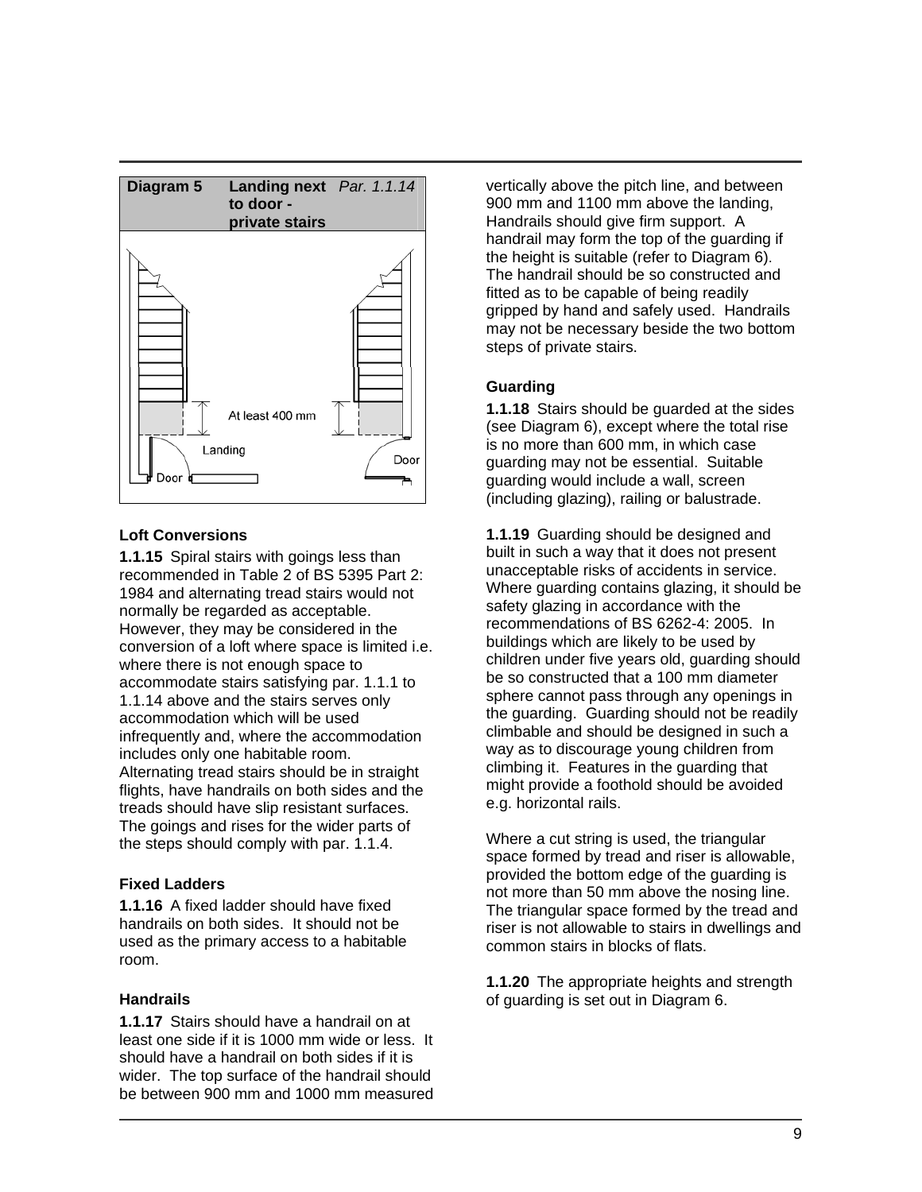**Diagram 5 Landing next to door - private stairs** *Par. 1.1.14*

At least 400 mm

Landing

Door

Door

### Loft Conversions

**1.1.15** Spiral stairs with goings less than recommended in Table 2 of BS 5395 Part 2: 1984 and alternating tread stairs would not normally be regarded as acceptable. However, they may be considered in the conversion of a loft where space is limited i.e. where there is not enough space to accommodate stairs satisfying par. 1.1.1 to 1.1.14 above and the stairs serves only accommodation which will be used infrequently and, where the accommodation includes only one habitable room. Alternating tread stairs should be in straight flights, have handrails on both sides and the treads should have slip resistant surfaces. The goings and rises for the wider parts of the steps should comply with par. 1.1.4.

### Fixed Ladders

**1.1.16** A fixed ladder should have fixed handrails on both sides. It should not be used as the primary access to a habitable room.

### Handrails

**1.1.17** Stairs should have a handrail on at least one side if it is 1000 mm wide or less. It should have a handrail on both sides if it is wider. The top surface of the handrail should be between 900 mm and 1000 mm measured vertically above the pitch line, and between 900 mm and 1100 mm above the landing, Handrails should give firm support. A handrail may form the top of the guarding if the height is suitable (refer to Diagram 6). The handrail should be so constructed and fitted as to be capable of being readily gripped by hand and safely used. Handrails may not be necessary beside the two bottom steps of private stairs.

### Guarding

**1.1.18** Stairs should be guarded at the sides (see Diagram 6), except where the total rise is no more than 600 mm, in which case guarding may not be essential. Suitable guarding would include a wall, screen (including glazing), railing or balustrade.

**1.1.19** Guarding should be designed and built in such a way that it does not present unacceptable risks of accidents in service. Where guarding contains glazing, it should be safety glazing in accordance with the recommendations of BS 6262-4: 2005. In buildings which are likely to be used by children under five years old, guarding should be so constructed that a 100 mm diameter sphere cannot pass through any openings in the guarding. Guarding should not be readily climbable and should be designed in such a way as to discourage young children from climbing it. Features in the guarding that might provide a foothold should be avoided e.g. horizontal rails.

Where a cut string is used, the triangular space formed by tread and riser is allowable, provided the bottom edge of the guarding is not more than 50 mm above the nosing line. The triangular space formed by the tread and riser is not allowable to stairs in dwellings and common stairs in blocks of flats.

**1.1.20** The appropriate heights and strength of guarding is set out in Diagram 6.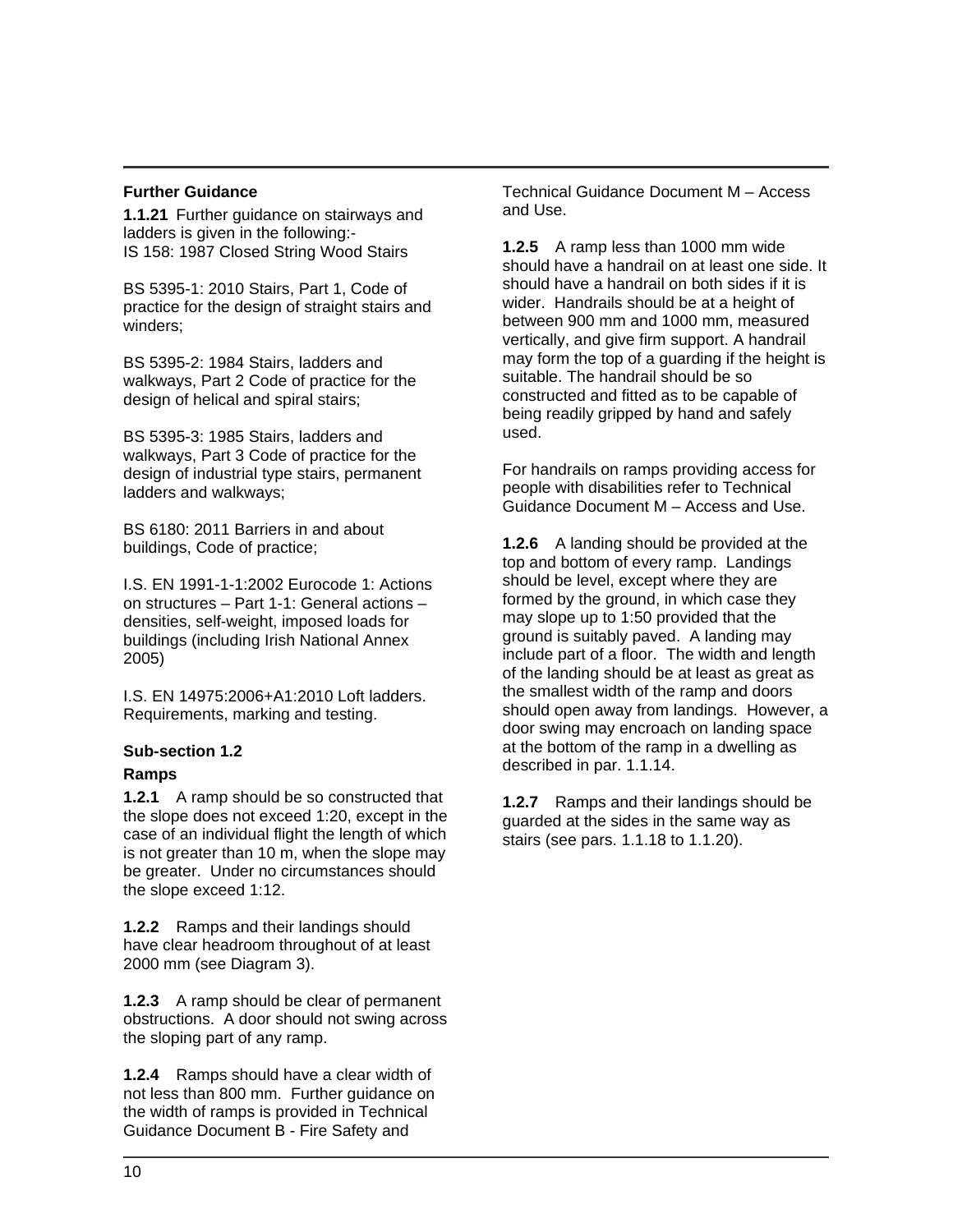### Further Guidance

**1.1.21** Further guidance on stairways and ladders is given in the following:-
IS 158: 1987 Closed String Wood Stairs

BS 5395-1: 2010 Stairs, Part 1, Code of practice for the design of straight stairs and winders;

BS 5395-2: 1984 Stairs, ladders and walkways, Part 2 Code of practice for the design of helical and spiral stairs;

BS 5395-3: 1985 Stairs, ladders and walkways, Part 3 Code of practice for the design of industrial type stairs, permanent ladders and walkways;

BS 6180: 2011 Barriers in and about buildings, Code of practice;

I.S. EN 1991-1-1:2002 Eurocode 1: Actions on structures – Part 1-1: General actions – densities, self-weight, imposed loads for buildings (including Irish National Annex 2005)

I.S. EN 14975:2006+A1:2010 Loft ladders. Requirements, marking and testing.

## Sub-section 1.2

### Ramps

**1.2.1** A ramp should be so constructed that the slope does not exceed 1:20, except in the case of an individual flight the length of which is not greater than 10 m, when the slope may be greater. Under no circumstances should the slope exceed 1:12.

**1.2.2** Ramps and their landings should have clear headroom throughout of at least 2000 mm (see Diagram 3).

**1.2.3** A ramp should be clear of permanent obstructions. A door should not swing across the sloping part of any ramp.

**1.2.4** Ramps should have a clear width of not less than 800 mm. Further guidance on the width of ramps is provided in Technical Guidance Document B - Fire Safety and Technical Guidance Document M – Access and Use.

**1.2.5** A ramp less than 1000 mm wide should have a handrail on at least one side. It should have a handrail on both sides if it is wider. Handrails should be at a height of between 900 mm and 1000 mm, measured vertically, and give firm support. A handrail may form the top of a guarding if the height is suitable. The handrail should be so constructed and fitted as to be capable of being readily gripped by hand and safely used.

For handrails on ramps providing access for people with disabilities refer to Technical Guidance Document M – Access and Use.

**1.2.6** A landing should be provided at the top and bottom of every ramp. Landings should be level, except where they are formed by the ground, in which case they may slope up to 1:50 provided that the ground is suitably paved. A landing may include part of a floor. The width and length of the landing should be at least as great as the smallest width of the ramp and doors should open away from landings. However, a door swing may encroach on landing space at the bottom of the ramp in a dwelling as described in par. 1.1.14.

**1.2.7** Ramps and their landings should be guarded at the sides in the same way as stairs (see pars. 1.1.18 to 1.1.20).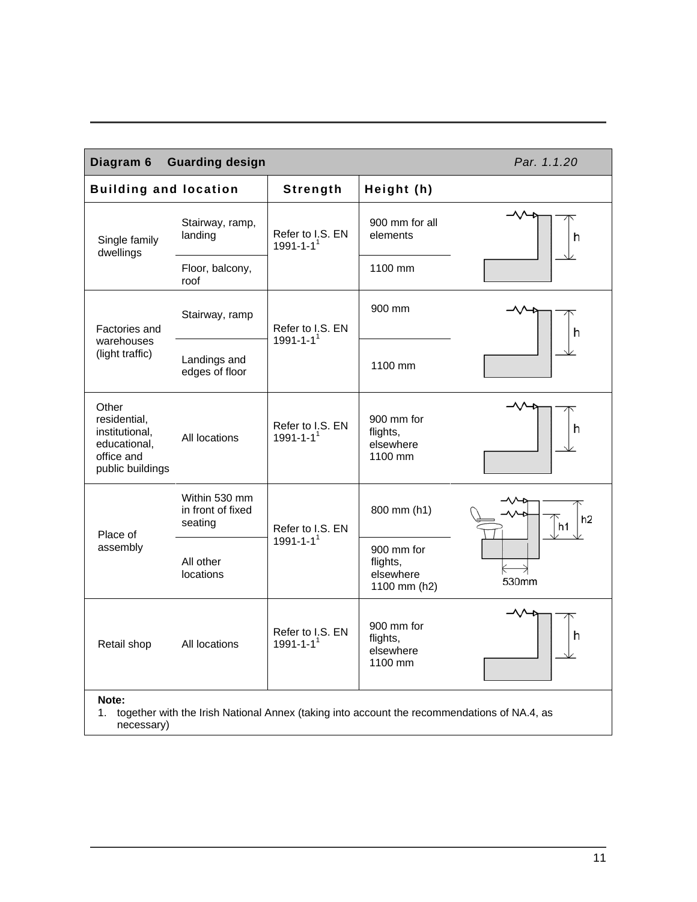| Diagram 6 Guarding design | | | Par. 1.1.20 |
|---|---|---|---|
| **Building and location** | | **Strength** | **Height (h)** |
| Single family dwellings | Stairway, ramp, landing | Refer to I.S. EN 1991-1-1[1] | 900 mm for all elements |
| | Floor, balcony, roof | | 1100 mm |
| Factories and warehouses (light traffic) | Stairway, ramp | Refer to I.S. EN 1991-1-1[1] | 900 mm |
| | Landings and edges of floor | | 1100 mm |
| Other residential, institutional, educational, office and public buildings | All locations | Refer to I.S. EN 1991-1-1[1] | 900 mm for flights, elsewhere 1100 mm |
| Place of assembly | Within 530 mm in front of fixed seating | Refer to I.S. EN 1991-1-1[1] | 800 mm (h1) |
| | All other locations | | 900 mm for flights, elsewhere 1100 mm (h2) |
| Retail shop | All locations | Refer to I.S. EN 1991-1-1[1] | 900 mm for flights, elsewhere 1100 mm |

**Note:**
1. together with the Irish National Annex (taking into account the recommendations of NA.4, as necessary)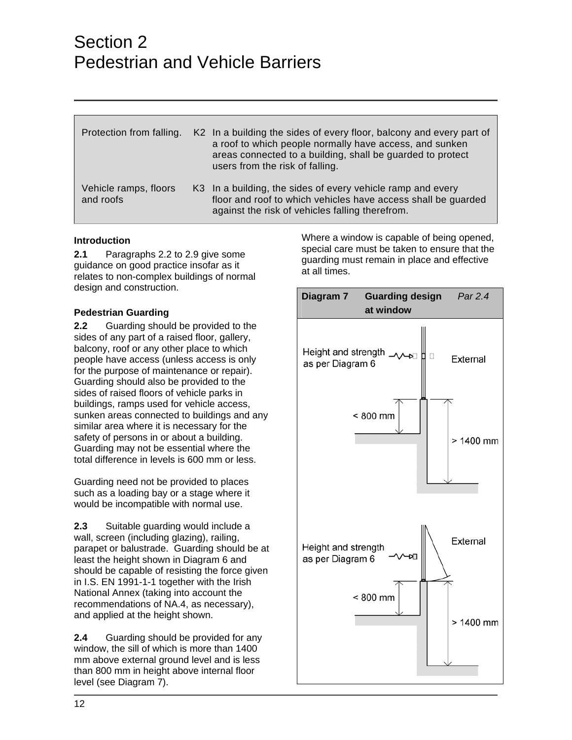# Section 2
# Pedestrian and Vehicle Barriers

| | | |
|---|---|---|
| Protection from falling. | K2 | In a building the sides of every floor, balcony and every part of a roof to which people normally have access, and sunken areas connected to a building, shall be guarded to protect users from the risk of falling. |
| Vehicle ramps, floors and roofs | K3 | In a building, the sides of every vehicle ramp and every floor and roof to which vehicles have access shall be guarded against the risk of vehicles falling therefrom. |

**Introduction**

**2.1** Paragraphs 2.2 to 2.9 give some guidance on good practice insofar as it relates to non-complex buildings of normal design and construction.

**Pedestrian Guarding**

**2.2** Guarding should be provided to the sides of any part of a raised floor, gallery, balcony, roof or any other place to which people have access (unless access is only for the purpose of maintenance or repair). Guarding should also be provided to the sides of raised floors of vehicle parks in buildings, ramps used for vehicle access, sunken areas connected to buildings and any similar area where it is necessary for the safety of persons in or about a building. Guarding may not be essential where the total difference in levels is 600 mm or less.

Guarding need not be provided to places such as a loading bay or a stage where it would be incompatible with normal use.

**2.3** Suitable guarding would include a wall, screen (including glazing), railing, parapet or balustrade. Guarding should be at least the height shown in Diagram 6 and should be capable of resisting the force given in I.S. EN 1991-1-1 together with the Irish National Annex (taking into account the recommendations of NA.4, as necessary), and applied at the height shown.

**2.4** Guarding should be provided for any window, the sill of which is more than 1400 mm above external ground level and is less than 800 mm in height above internal floor level (see Diagram 7).

Where a window is capable of being opened, special care must be taken to ensure that the guarding must remain in place and effective at all times.

**Diagram 7 Guarding design at window** *Par 2.4*

Height and strength as per Diagram 6

External

< 800 mm

> 1400 mm

Height and strength as per Diagram 6

External

< 800 mm

> 1400 mm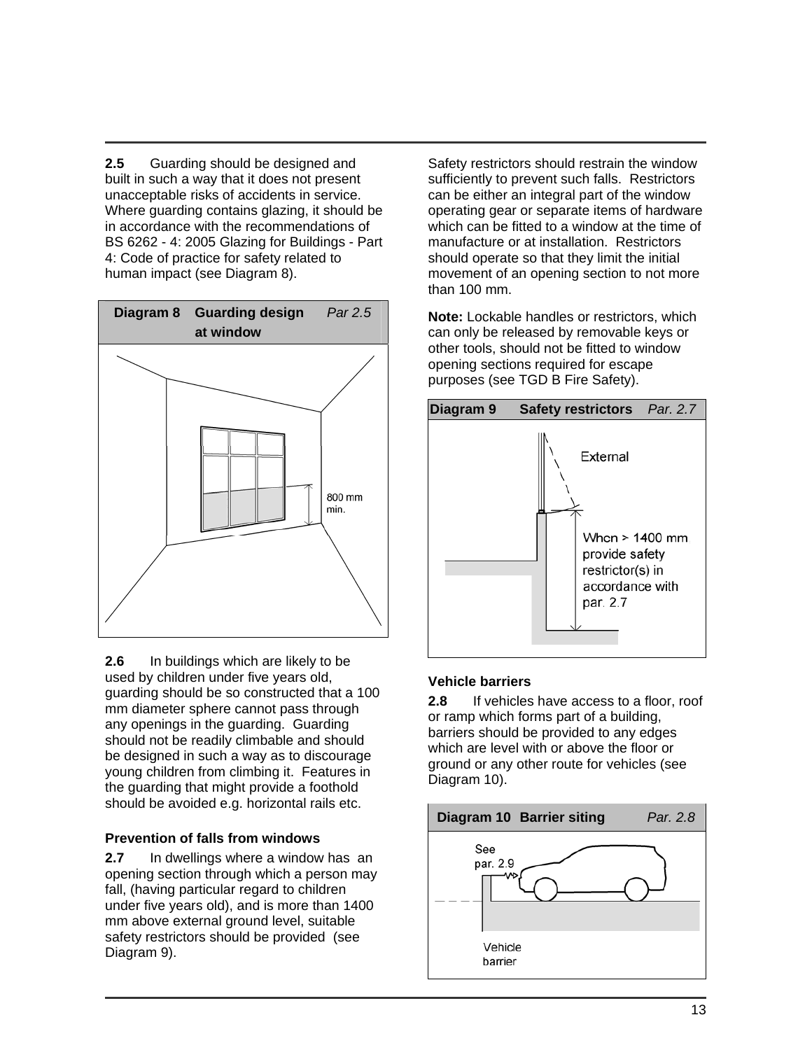**2.5** Guarding should be designed and built in such a way that it does not present unacceptable risks of accidents in service. Where guarding contains glazing, it should be in accordance with the recommendations of BS 6262 - 4: 2005 Glazing for Buildings - Part 4: Code of practice for safety related to human impact (see Diagram 8).

**Diagram 8 Guarding design at window** *Par 2.5*

800 mm min.

**2.6** In buildings which are likely to be used by children under five years old, guarding should be so constructed that a 100 mm diameter sphere cannot pass through any openings in the guarding. Guarding should not be readily climbable and should be designed in such a way as to discourage young children from climbing it. Features in the guarding that might provide a foothold should be avoided e.g. horizontal rails etc.

### Prevention of falls from windows

**2.7** In dwellings where a window has an opening section through which a person may fall, (having particular regard to children under five years old), and is more than 1400 mm above external ground level, suitable safety restrictors should be provided (see Diagram 9).

Safety restrictors should restrain the window sufficiently to prevent such falls. Restrictors can be either an integral part of the window operating gear or separate items of hardware which can be fitted to a window at the time of manufacture or at installation. Restrictors should operate so that they limit the initial movement of an opening section to not more than 100 mm.

**Note:** Lockable handles or restrictors, which can only be released by removable keys or other tools, should not be fitted to window opening sections required for escape purposes (see TGD B Fire Safety).

**Diagram 9 Safety restrictors** *Par. 2.7*

External

When > 1400 mm provide safety restrictor(s) in accordance with par. 2.7

### Vehicle barriers

**2.8** If vehicles have access to a floor, roof or ramp which forms part of a building, barriers should be provided to any edges which are level with or above the floor or ground or any other route for vehicles (see Diagram 10).

**Diagram 10 Barrier siting** *Par. 2.8*

See par. 2.9

Vehicle barrier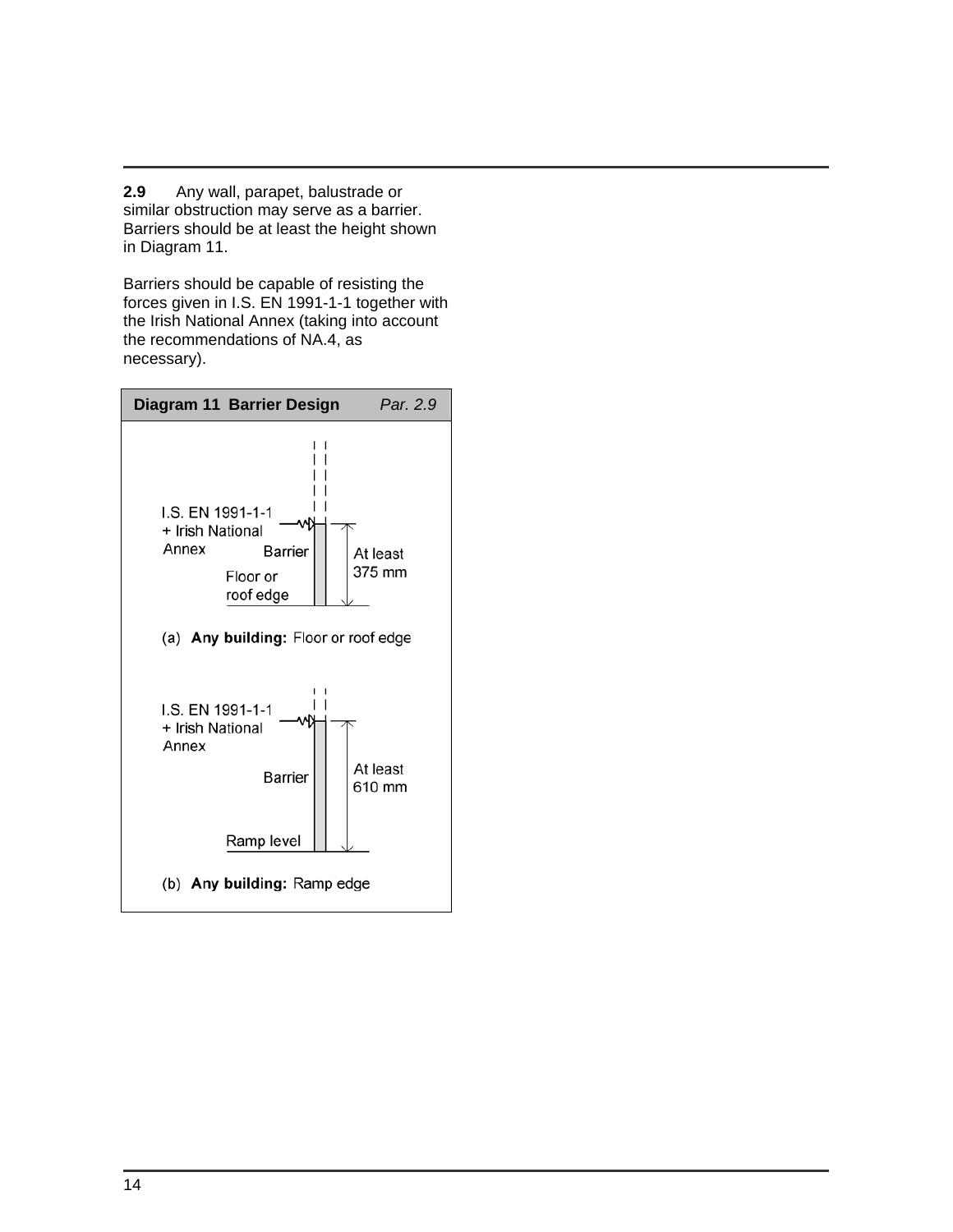**2.9** Any wall, parapet, balustrade or similar obstruction may serve as a barrier. Barriers should be at least the height shown in Diagram 11.

Barriers should be capable of resisting the forces given in I.S. EN 1991-1-1 together with the Irish National Annex (taking into account the recommendations of NA.4, as necessary).

**Diagram 11 Barrier Design** *Par. 2.9*

I.S. EN 1991-1-1 + Irish National Annex

Barrier

Floor or roof edge

At least 375 mm

(a) **Any building:** Floor or roof edge

I.S. EN 1991-1-1 + Irish National Annex

Barrier

Ramp level

At least 610 mm

(b) **Any building:** Ramp edge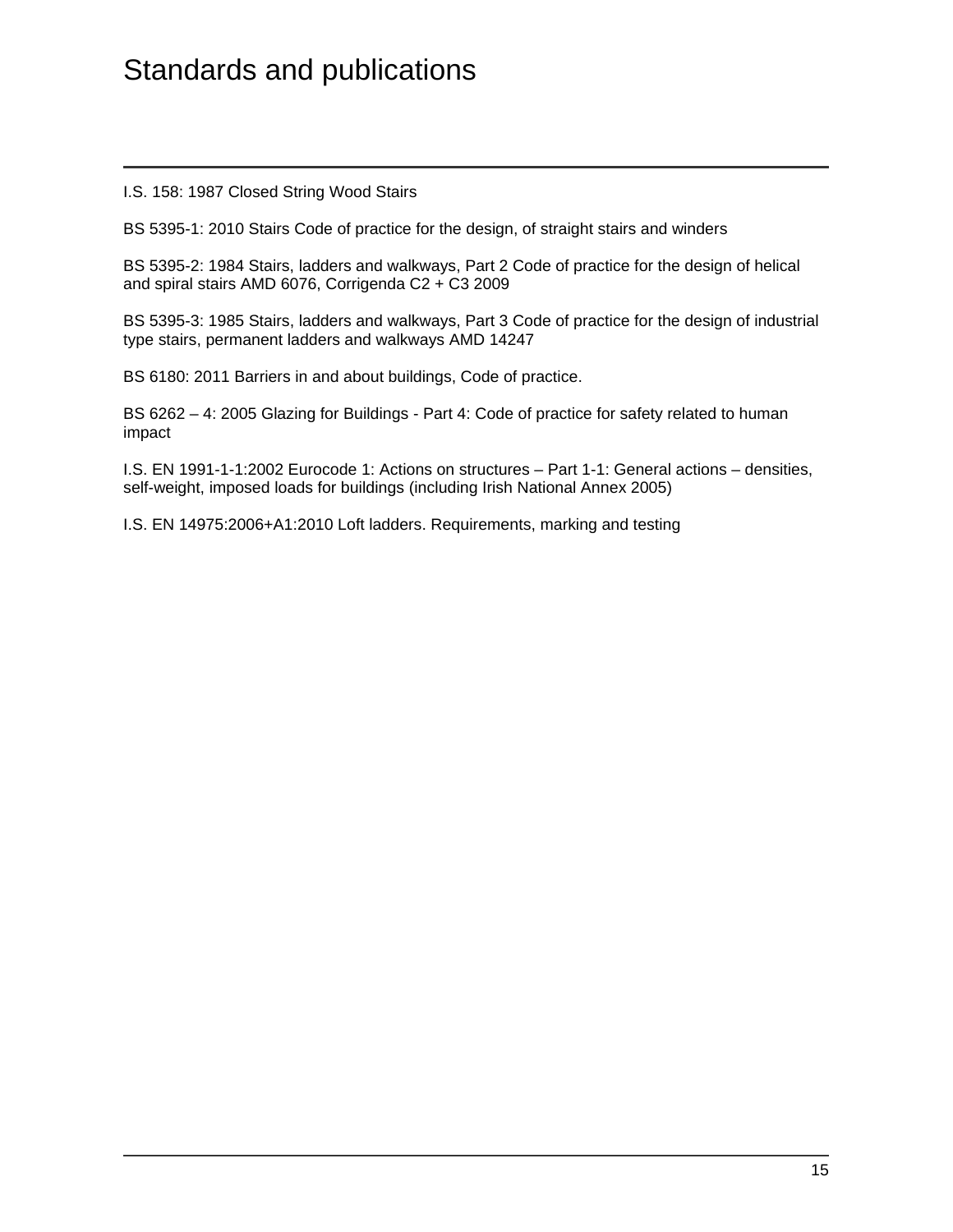# Standards and publications

I.S. 158: 1987 Closed String Wood Stairs

BS 5395-1: 2010 Stairs Code of practice for the design, of straight stairs and winders

BS 5395-2: 1984 Stairs, ladders and walkways, Part 2 Code of practice for the design of helical and spiral stairs AMD 6076, Corrigenda C2 + C3 2009

BS 5395-3: 1985 Stairs, ladders and walkways, Part 3 Code of practice for the design of industrial type stairs, permanent ladders and walkways AMD 14247

BS 6180: 2011 Barriers in and about buildings, Code of practice.

BS 6262 – 4: 2005 Glazing for Buildings - Part 4: Code of practice for safety related to human impact

I.S. EN 1991-1-1:2002 Eurocode 1: Actions on structures – Part 1-1: General actions – densities, self-weight, imposed loads for buildings (including Irish National Annex 2005)

I.S. EN 14975:2006+A1:2010 Loft ladders. Requirements, marking and testing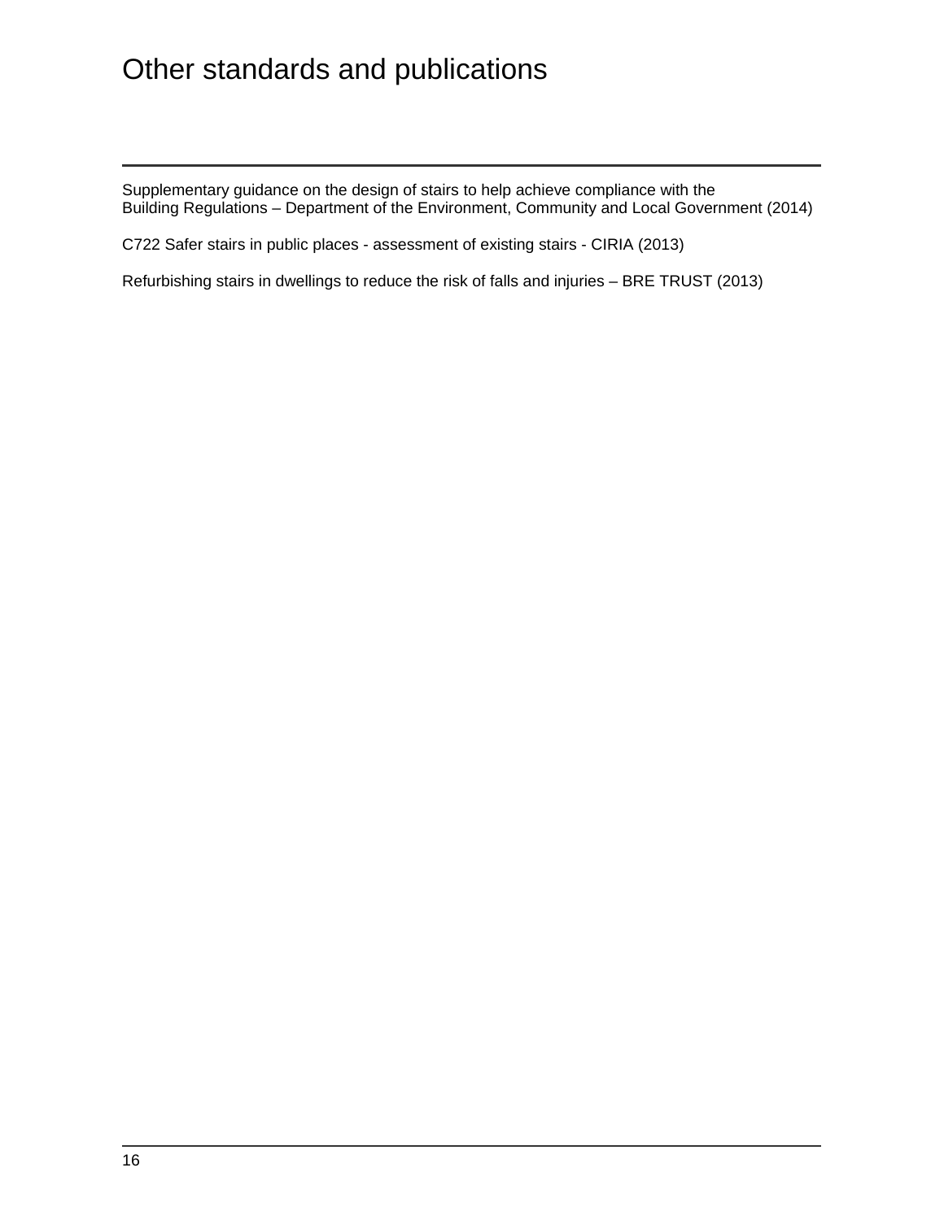# Other standards and publications

Supplementary guidance on the design of stairs to help achieve compliance with the Building Regulations – Department of the Environment, Community and Local Government (2014)

C722 Safer stairs in public places - assessment of existing stairs - CIRIA (2013)

Refurbishing stairs in dwellings to reduce the risk of falls and injuries – BRE TRUST (2013)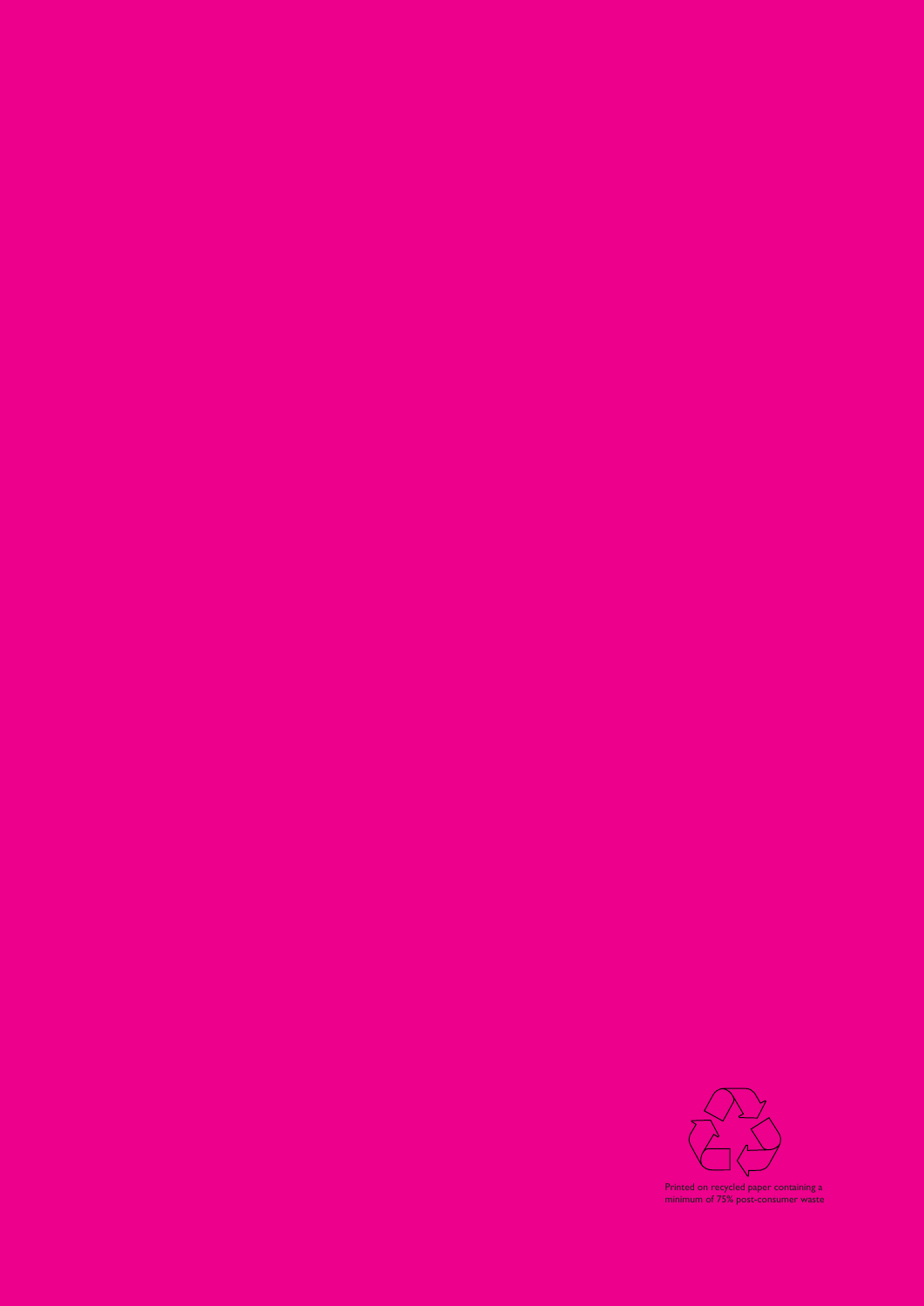Printed on recycled paper containing a minimum of 75% post-consumer waste